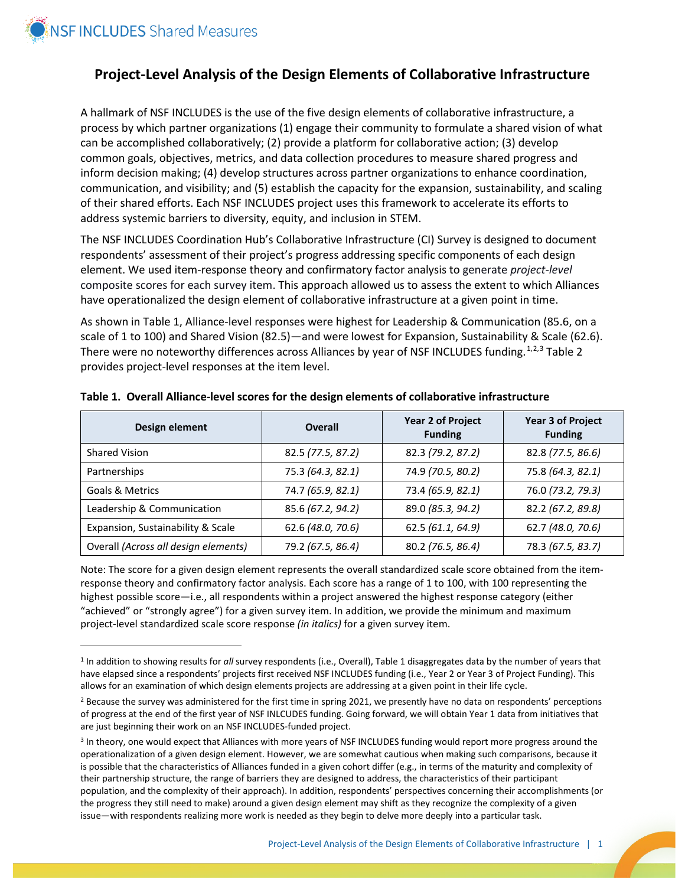# Project-Level Analysis of the Design Elements of Collaborative Infrastructure

A hallmark of NSF INCLUDES is the use of the five design elements of collaborative infrastructure, a process by which partner organizations (1) engage their community to formulate a shared vision of what can be accomplished collaboratively; (2) provide a platform for collaborative action; (3) develop common goals, objectives, metrics, and data collection procedures to measure shared progress and inform decision making; (4) develop structures across partner organizations to enhance coordination, communication, and visibility; and (5) establish the capacity for the expansion, sustainability, and scaling of their shared efforts. Each NSF INCLUDES project uses this framework to accelerate its efforts to address systemic barriers to diversity, equity, and inclusion in STEM.

The NSF INCLUDES Coordination Hub's Collaborative Infrastructure (CI) Survey is designed to document respondents' assessment of their project's progress addressing specific components of each design element. We used item-response theory and confirmatory factor analysis to generate *project-level* composite scores for each survey item. This approach allowed us to assess the extent to which Alliances have operationalized the design element of collaborative infrastructure at a given point in time.

As shown in Table 1, Alliance-level responses were highest for Leadership & Communication (85.6, on a scale of 1 to 100) and Shared Vision (82.5)—and were lowest for Expansion, Sustainability & Scale (62.6). There were no noteworthy differences across Alliances by year of NSF INCLUDES funding.[1,2,3] Table 2 provides project-level responses at the item level.

**Table 1. Overall Alliance-level scores for the design elements of collaborative infrastructure**

| Design element | Overall | Year 2 of Project Funding | Year 3 of Project Funding |
|---|---|---|---|
| Shared Vision | 82.5 *(77.5, 87.2)* | 82.3 *(79.2, 87.2)* | 82.8 *(77.5, 86.6)* |
| Partnerships | 75.3 *(64.3, 82.1)* | 74.9 *(70.5, 80.2)* | 75.8 *(64.3, 82.1)* |
| Goals & Metrics | 74.7 *(65.9, 82.1)* | 73.4 *(65.9, 82.1)* | 76.0 *(73.2, 79.3)* |
| Leadership & Communication | 85.6 *(67.2, 94.2)* | 89.0 *(85.3, 94.2)* | 82.2 *(67.2, 89.8)* |
| Expansion, Sustainability & Scale | 62.6 *(48.0, 70.6)* | 62.5 *(61.1, 64.9)* | 62.7 *(48.0, 70.6)* |
| Overall *(Across all design elements)* | 79.2 *(67.5, 86.4)* | 80.2 *(76.5, 86.4)* | 78.3 *(67.5, 83.7)* |

Note: The score for a given design element represents the overall standardized scale score obtained from the item-response theory and confirmatory factor analysis. Each score has a range of 1 to 100, with 100 representing the highest possible score—i.e., all respondents within a project answered the highest response category (either "achieved" or "strongly agree") for a given survey item. In addition, we provide the minimum and maximum project-level standardized scale score response *(in italics)* for a given survey item.

---

[1] In addition to showing results for *all* survey respondents (i.e., Overall), Table 1 disaggregates data by the number of years that have elapsed since a respondents' projects first received NSF INCLUDES funding (i.e., Year 2 or Year 3 of Project Funding). This allows for an examination of which design elements projects are addressing at a given point in their life cycle.

[2] Because the survey was administered for the first time in spring 2021, we presently have no data on respondents' perceptions of progress at the end of the first year of NSF INLCUDES funding. Going forward, we will obtain Year 1 data from initiatives that are just beginning their work on an NSF INCLUDES-funded project.

[3] In theory, one would expect that Alliances with more years of NSF INCLUDES funding would report more progress around the operationalization of a given design element. However, we are somewhat cautious when making such comparisons, because it is possible that the characteristics of Alliances funded in a given cohort differ (e.g., in terms of the maturity and complexity of their partnership structure, the range of barriers they are designed to address, the characteristics of their participant population, and the complexity of their approach). In addition, respondents' perspectives concerning their accomplishments (or the progress they still need to make) around a given design element may shift as they recognize the complexity of a given issue—with respondents realizing more work is needed as they begin to delve more deeply into a particular task.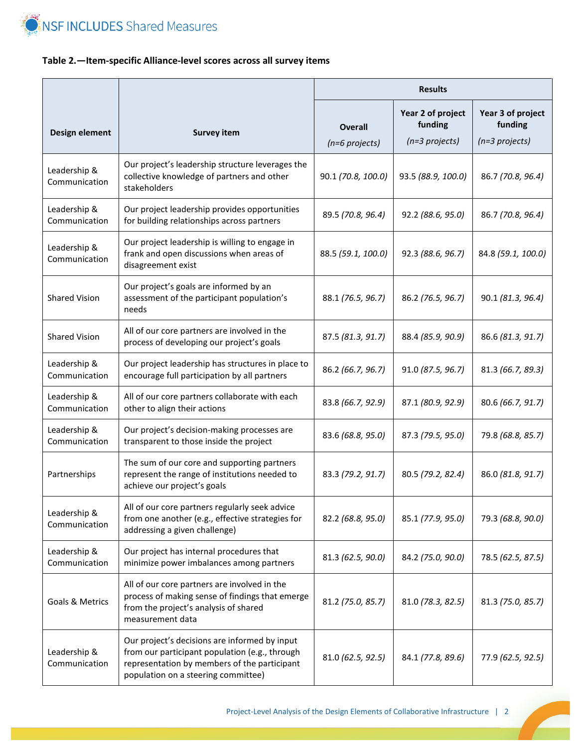**Table 2.—Item-specific Alliance-level scores across all survey items**

| Design element | Survey item | Results | | |
|---|---|---|---|---|
| | | Overall *(n=6 projects)* | Year 2 of project funding *(n=3 projects)* | Year 3 of project funding *(n=3 projects)* |
| Leadership & Communication | Our project's leadership structure leverages the collective knowledge of partners and other stakeholders | 90.1 *(70.8, 100.0)* | 93.5 *(88.9, 100.0)* | 86.7 *(70.8, 96.4)* |
| Leadership & Communication | Our project leadership provides opportunities for building relationships across partners | 89.5 *(70.8, 96.4)* | 92.2 *(88.6, 95.0)* | 86.7 *(70.8, 96.4)* |
| Leadership & Communication | Our project leadership is willing to engage in frank and open discussions when areas of disagreement exist | 88.5 *(59.1, 100.0)* | 92.3 *(88.6, 96.7)* | 84.8 *(59.1, 100.0)* |
| Shared Vision | Our project's goals are informed by an assessment of the participant population's needs | 88.1 *(76.5, 96.7)* | 86.2 *(76.5, 96.7)* | 90.1 *(81.3, 96.4)* |
| Shared Vision | All of our core partners are involved in the process of developing our project's goals | 87.5 *(81.3, 91.7)* | 88.4 *(85.9, 90.9)* | 86.6 *(81.3, 91.7)* |
| Leadership & Communication | Our project leadership has structures in place to encourage full participation by all partners | 86.2 *(66.7, 96.7)* | 91.0 *(87.5, 96.7)* | 81.3 *(66.7, 89.3)* |
| Leadership & Communication | All of our core partners collaborate with each other to align their actions | 83.8 *(66.7, 92.9)* | 87.1 *(80.9, 92.9)* | 80.6 *(66.7, 91.7)* |
| Leadership & Communication | Our project's decision-making processes are transparent to those inside the project | 83.6 *(68.8, 95.0)* | 87.3 *(79.5, 95.0)* | 79.8 *(68.8, 85.7)* |
| Partnerships | The sum of our core and supporting partners represent the range of institutions needed to achieve our project's goals | 83.3 *(79.2, 91.7)* | 80.5 *(79.2, 82.4)* | 86.0 *(81.8, 91.7)* |
| Leadership & Communication | All of our core partners regularly seek advice from one another (e.g., effective strategies for addressing a given challenge) | 82.2 *(68.8, 95.0)* | 85.1 *(77.9, 95.0)* | 79.3 *(68.8, 90.0)* |
| Leadership & Communication | Our project has internal procedures that minimize power imbalances among partners | 81.3 *(62.5, 90.0)* | 84.2 *(75.0, 90.0)* | 78.5 *(62.5, 87.5)* |
| Goals & Metrics | All of our core partners are involved in the process of making sense of findings that emerge from the project's analysis of shared measurement data | 81.2 *(75.0, 85.7)* | 81.0 *(78.3, 82.5)* | 81.3 *(75.0, 85.7)* |
| Leadership & Communication | Our project's decisions are informed by input from our participant population (e.g., through representation by members of the participant population on a steering committee) | 81.0 *(62.5, 92.5)* | 84.1 *(77.8, 89.6)* | 77.9 *(62.5, 92.5)* |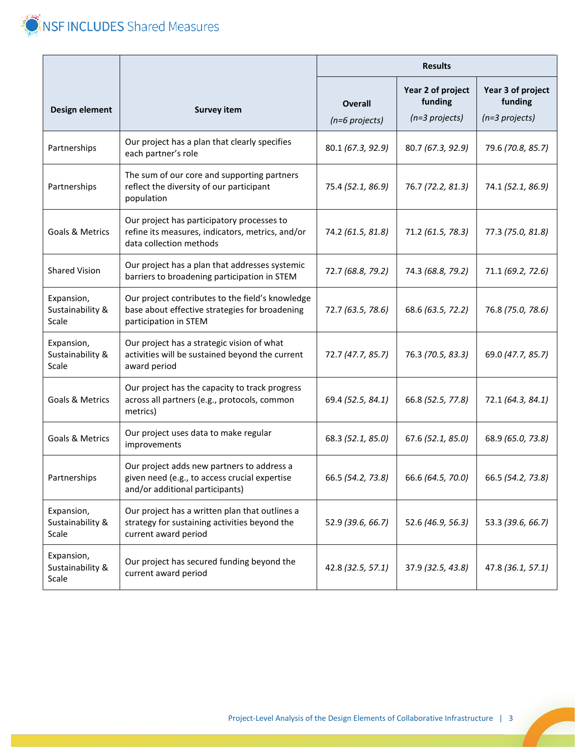| Design element | Survey item | Results | | |
|---|---|---|---|---|
| | | Overall *(n=6 projects)* | Year 2 of project funding *(n=3 projects)* | Year 3 of project funding *(n=3 projects)* |
| Partnerships | Our project has a plan that clearly specifies each partner's role | 80.1 *(67.3, 92.9)* | 80.7 *(67.3, 92.9)* | 79.6 *(70.8, 85.7)* |
| Partnerships | The sum of our core and supporting partners reflect the diversity of our participant population | 75.4 *(52.1, 86.9)* | 76.7 *(72.2, 81.3)* | 74.1 *(52.1, 86.9)* |
| Goals & Metrics | Our project has participatory processes to refine its measures, indicators, metrics, and/or data collection methods | 74.2 *(61.5, 81.8)* | 71.2 *(61.5, 78.3)* | 77.3 *(75.0, 81.8)* |
| Shared Vision | Our project has a plan that addresses systemic barriers to broadening participation in STEM | 72.7 *(68.8, 79.2)* | 74.3 *(68.8, 79.2)* | 71.1 *(69.2, 72.6)* |
| Expansion, Sustainability & Scale | Our project contributes to the field's knowledge base about effective strategies for broadening participation in STEM | 72.7 *(63.5, 78.6)* | 68.6 *(63.5, 72.2)* | 76.8 *(75.0, 78.6)* |
| Expansion, Sustainability & Scale | Our project has a strategic vision of what activities will be sustained beyond the current award period | 72.7 *(47.7, 85.7)* | 76.3 *(70.5, 83.3)* | 69.0 *(47.7, 85.7)* |
| Goals & Metrics | Our project has the capacity to track progress across all partners (e.g., protocols, common metrics) | 69.4 *(52.5, 84.1)* | 66.8 *(52.5, 77.8)* | 72.1 *(64.3, 84.1)* |
| Goals & Metrics | Our project uses data to make regular improvements | 68.3 *(52.1, 85.0)* | 67.6 *(52.1, 85.0)* | 68.9 *(65.0, 73.8)* |
| Partnerships | Our project adds new partners to address a given need (e.g., to access crucial expertise and/or additional participants) | 66.5 *(54.2, 73.8)* | 66.6 *(64.5, 70.0)* | 66.5 *(54.2, 73.8)* |
| Expansion, Sustainability & Scale | Our project has a written plan that outlines a strategy for sustaining activities beyond the current award period | 52.9 *(39.6, 66.7)* | 52.6 *(46.9, 56.3)* | 53.3 *(39.6, 66.7)* |
| Expansion, Sustainability & Scale | Our project has secured funding beyond the current award period | 42.8 *(32.5, 57.1)* | 37.9 *(32.5, 43.8)* | 47.8 *(36.1, 57.1)* |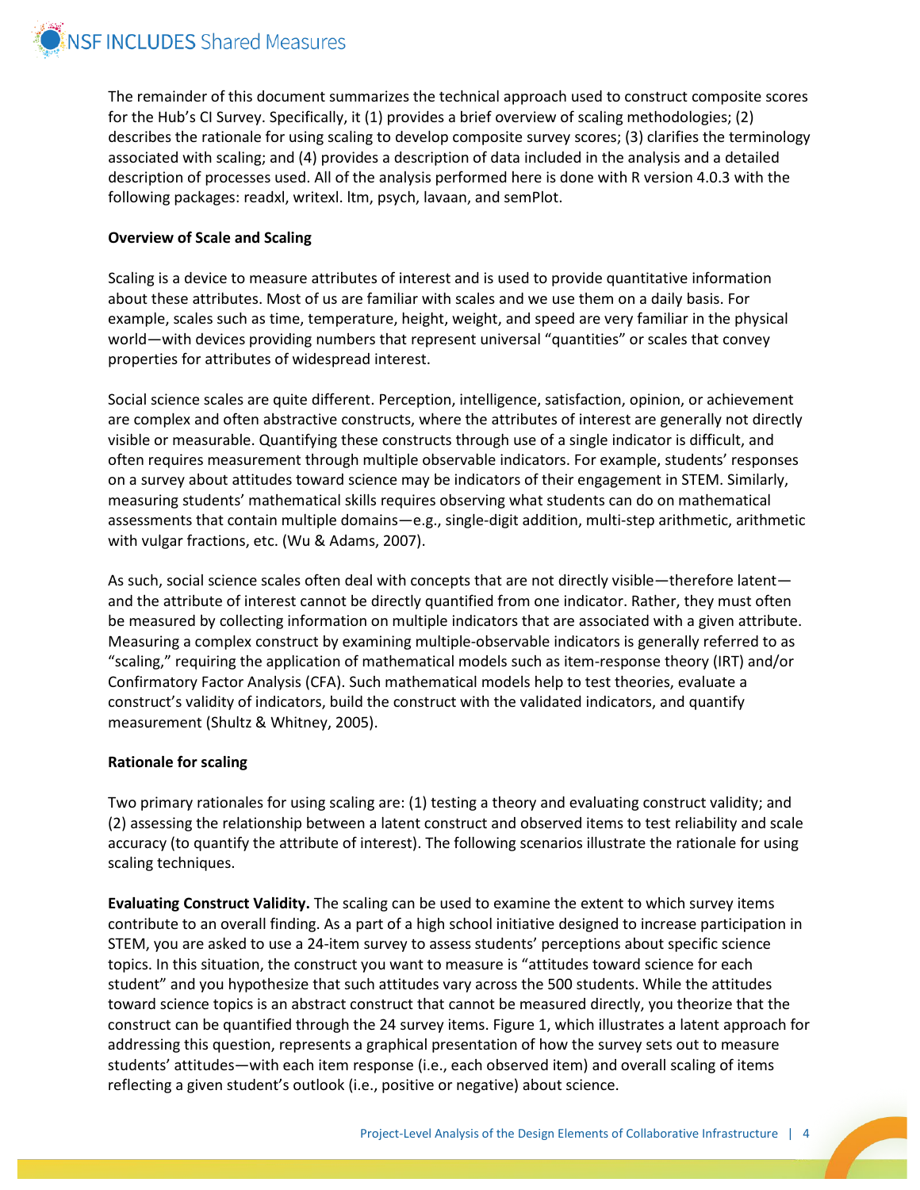The remainder of this document summarizes the technical approach used to construct composite scores for the Hub's CI Survey. Specifically, it (1) provides a brief overview of scaling methodologies; (2) describes the rationale for using scaling to develop composite survey scores; (3) clarifies the terminology associated with scaling; and (4) provides a description of data included in the analysis and a detailed description of processes used. All of the analysis performed here is done with R version 4.0.3 with the following packages: readxl, writexl. ltm, psych, lavaan, and semPlot.

**Overview of Scale and Scaling**

Scaling is a device to measure attributes of interest and is used to provide quantitative information about these attributes. Most of us are familiar with scales and we use them on a daily basis. For example, scales such as time, temperature, height, weight, and speed are very familiar in the physical world—with devices providing numbers that represent universal "quantities" or scales that convey properties for attributes of widespread interest.

Social science scales are quite different. Perception, intelligence, satisfaction, opinion, or achievement are complex and often abstractive constructs, where the attributes of interest are generally not directly visible or measurable. Quantifying these constructs through use of a single indicator is difficult, and often requires measurement through multiple observable indicators. For example, students' responses on a survey about attitudes toward science may be indicators of their engagement in STEM. Similarly, measuring students' mathematical skills requires observing what students can do on mathematical assessments that contain multiple domains—e.g., single-digit addition, multi-step arithmetic, arithmetic with vulgar fractions, etc. (Wu & Adams, 2007).

As such, social science scales often deal with concepts that are not directly visible—therefore latent—and the attribute of interest cannot be directly quantified from one indicator. Rather, they must often be measured by collecting information on multiple indicators that are associated with a given attribute. Measuring a complex construct by examining multiple-observable indicators is generally referred to as "scaling," requiring the application of mathematical models such as item-response theory (IRT) and/or Confirmatory Factor Analysis (CFA). Such mathematical models help to test theories, evaluate a construct's validity of indicators, build the construct with the validated indicators, and quantify measurement (Shultz & Whitney, 2005).

**Rationale for scaling**

Two primary rationales for using scaling are: (1) testing a theory and evaluating construct validity; and (2) assessing the relationship between a latent construct and observed items to test reliability and scale accuracy (to quantify the attribute of interest). The following scenarios illustrate the rationale for using scaling techniques.

**Evaluating Construct Validity.** The scaling can be used to examine the extent to which survey items contribute to an overall finding. As a part of a high school initiative designed to increase participation in STEM, you are asked to use a 24-item survey to assess students' perceptions about specific science topics. In this situation, the construct you want to measure is "attitudes toward science for each student" and you hypothesize that such attitudes vary across the 500 students. While the attitudes toward science topics is an abstract construct that cannot be measured directly, you theorize that the construct can be quantified through the 24 survey items. Figure 1, which illustrates a latent approach for addressing this question, represents a graphical presentation of how the survey sets out to measure students' attitudes—with each item response (i.e., each observed item) and overall scaling of items reflecting a given student's outlook (i.e., positive or negative) about science.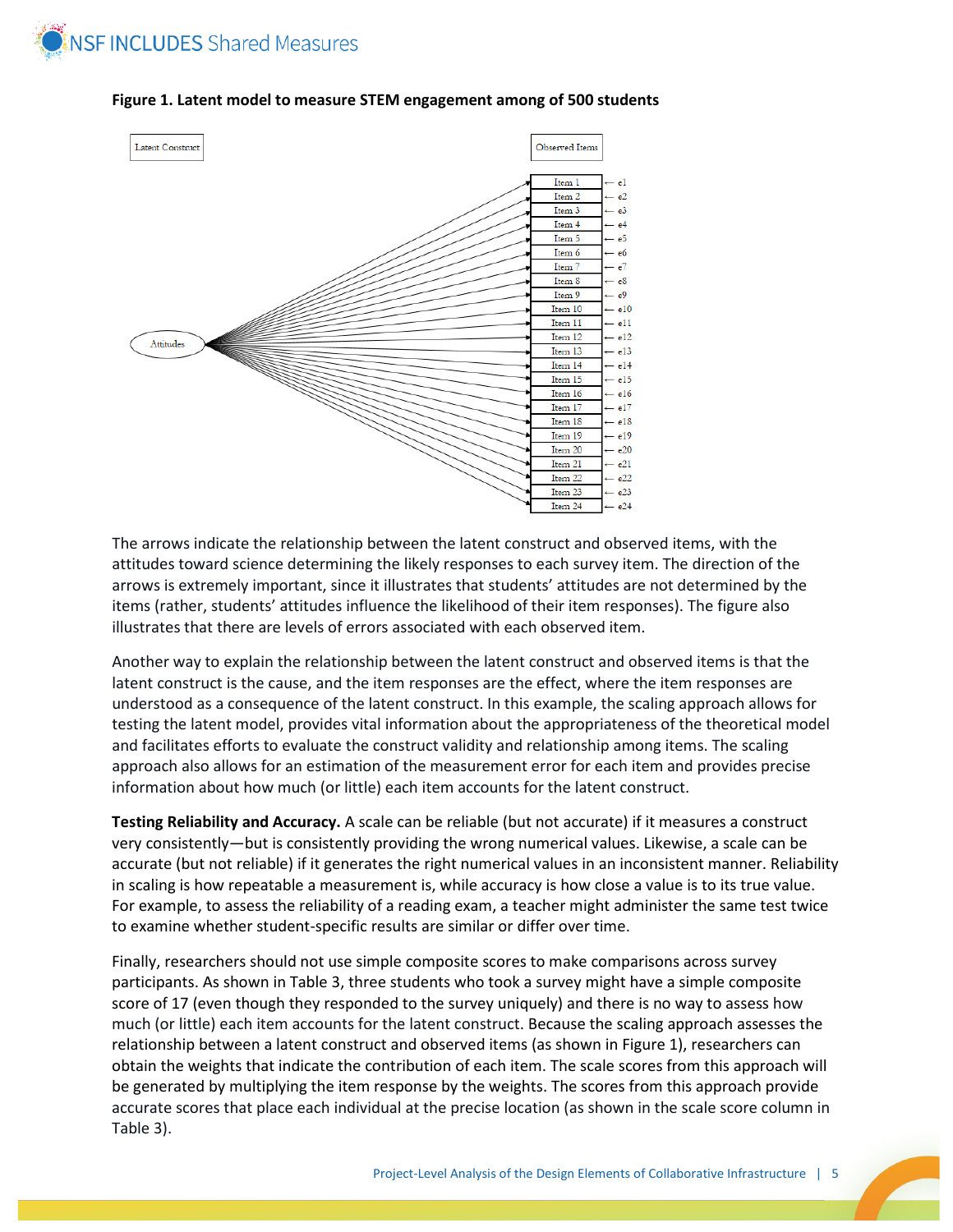**Figure 1. Latent model to measure STEM engagement among of 500 students**

The arrows indicate the relationship between the latent construct and observed items, with the attitudes toward science determining the likely responses to each survey item. The direction of the arrows is extremely important, since it illustrates that students' attitudes are not determined by the items (rather, students' attitudes influence the likelihood of their item responses). The figure also illustrates that there are levels of errors associated with each observed item.

Another way to explain the relationship between the latent construct and observed items is that the latent construct is the cause, and the item responses are the effect, where the item responses are understood as a consequence of the latent construct. In this example, the scaling approach allows for testing the latent model, provides vital information about the appropriateness of the theoretical model and facilitates efforts to evaluate the construct validity and relationship among items. The scaling approach also allows for an estimation of the measurement error for each item and provides precise information about how much (or little) each item accounts for the latent construct.

**Testing Reliability and Accuracy.** A scale can be reliable (but not accurate) if it measures a construct very consistently—but is consistently providing the wrong numerical values. Likewise, a scale can be accurate (but not reliable) if it generates the right numerical values in an inconsistent manner. Reliability in scaling is how repeatable a measurement is, while accuracy is how close a value is to its true value. For example, to assess the reliability of a reading exam, a teacher might administer the same test twice to examine whether student-specific results are similar or differ over time.

Finally, researchers should not use simple composite scores to make comparisons across survey participants. As shown in Table 3, three students who took a survey might have a simple composite score of 17 (even though they responded to the survey uniquely) and there is no way to assess how much (or little) each item accounts for the latent construct. Because the scaling approach assesses the relationship between a latent construct and observed items (as shown in Figure 1), researchers can obtain the weights that indicate the contribution of each item. The scale scores from this approach will be generated by multiplying the item response by the weights. The scores from this approach provide accurate scores that place each individual at the precise location (as shown in the scale score column in Table 3).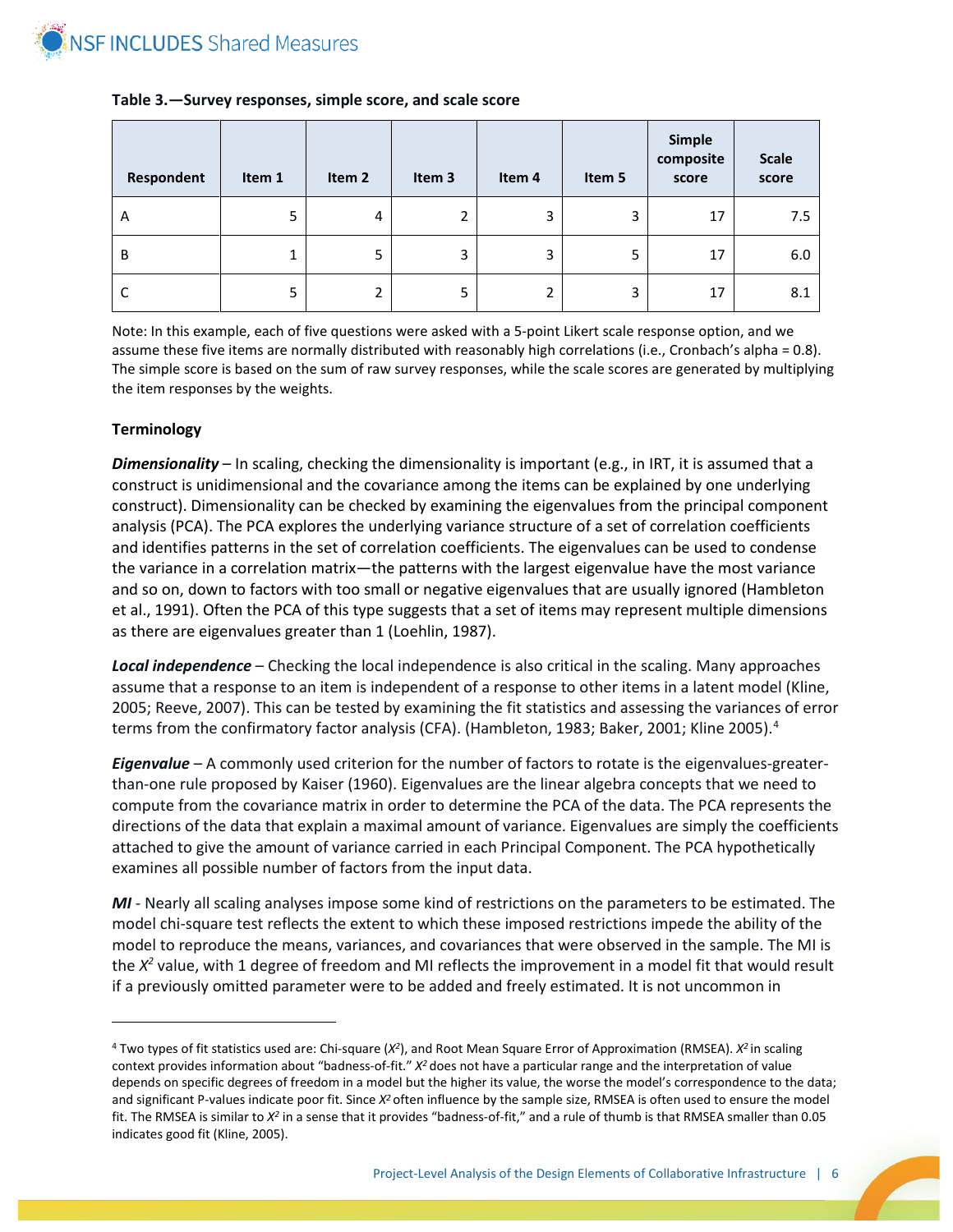**Table 3.—Survey responses, simple score, and scale score**

| Respondent | Item 1 | Item 2 | Item 3 | Item 4 | Item 5 | Simple composite score | Scale score |
|---|---|---|---|---|---|---|---|
| A | 5 | 4 | 2 | 3 | 3 | 17 | 7.5 |
| B | 1 | 5 | 3 | 3 | 5 | 17 | 6.0 |
| C | 5 | 2 | 5 | 2 | 3 | 17 | 8.1 |

Note: In this example, each of five questions were asked with a 5-point Likert scale response option, and we assume these five items are normally distributed with reasonably high correlations (i.e., Cronbach's alpha = 0.8). The simple score is based on the sum of raw survey responses, while the scale scores are generated by multiplying the item responses by the weights.

**Terminology**

***Dimensionality*** – In scaling, checking the dimensionality is important (e.g., in IRT, it is assumed that a construct is unidimensional and the covariance among the items can be explained by one underlying construct). Dimensionality can be checked by examining the eigenvalues from the principal component analysis (PCA). The PCA explores the underlying variance structure of a set of correlation coefficients and identifies patterns in the set of correlation coefficients. The eigenvalues can be used to condense the variance in a correlation matrix—the patterns with the largest eigenvalue have the most variance and so on, down to factors with too small or negative eigenvalues that are usually ignored (Hambleton et al., 1991). Often the PCA of this type suggests that a set of items may represent multiple dimensions as there are eigenvalues greater than 1 (Loehlin, 1987).

***Local independence*** – Checking the local independence is also critical in the scaling. Many approaches assume that a response to an item is independent of a response to other items in a latent model (Kline, 2005; Reeve, 2007). This can be tested by examining the fit statistics and assessing the variances of error terms from the confirmatory factor analysis (CFA). (Hambleton, 1983; Baker, 2001; Kline 2005).[4]

***Eigenvalue*** – A commonly used criterion for the number of factors to rotate is the eigenvalues-greater-than-one rule proposed by Kaiser (1960). Eigenvalues are the linear algebra concepts that we need to compute from the covariance matrix in order to determine the PCA of the data. The PCA represents the directions of the data that explain a maximal amount of variance. Eigenvalues are simply the coefficients attached to give the amount of variance carried in each Principal Component. The PCA hypothetically examines all possible number of factors from the input data.

***MI*** - Nearly all scaling analyses impose some kind of restrictions on the parameters to be estimated. The model chi-square test reflects the extent to which these imposed restrictions impede the ability of the model to reproduce the means, variances, and covariances that were observed in the sample. The MI is the $X^2$ value, with 1 degree of freedom and MI reflects the improvement in a model fit that would result if a previously omitted parameter were to be added and freely estimated. It is not uncommon in

---

[4] Two types of fit statistics used are: Chi-square ($X^2$), and Root Mean Square Error of Approximation (RMSEA). $X^2$ in scaling context provides information about "badness-of-fit." $X^2$ does not have a particular range and the interpretation of value depends on specific degrees of freedom in a model but the higher its value, the worse the model's correspondence to the data; and significant P-values indicate poor fit. Since $X^2$ often influence by the sample size, RMSEA is often used to ensure the model fit. The RMSEA is similar to $X^2$ in a sense that it provides "badness-of-fit," and a rule of thumb is that RMSEA smaller than 0.05 indicates good fit (Kline, 2005).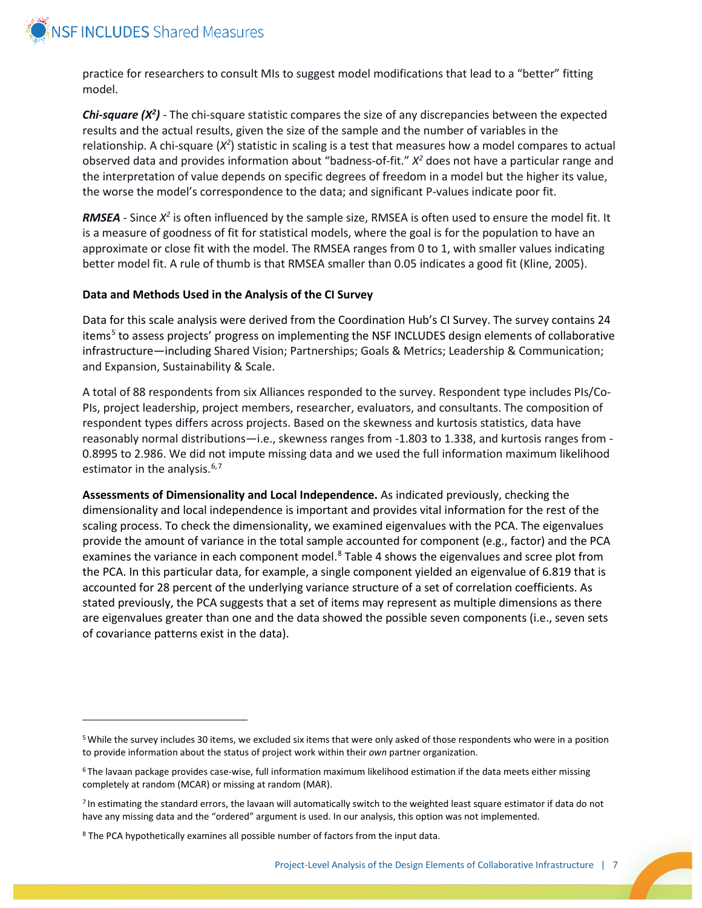practice for researchers to consult MIs to suggest model modifications that lead to a "better" fitting model.

***Chi-square ($X^2$)*** - The chi-square statistic compares the size of any discrepancies between the expected results and the actual results, given the size of the sample and the number of variables in the relationship. A chi-square ($X^2$) statistic in scaling is a test that measures how a model compares to actual observed data and provides information about "badness-of-fit." $X^2$ does not have a particular range and the interpretation of value depends on specific degrees of freedom in a model but the higher its value, the worse the model's correspondence to the data; and significant P-values indicate poor fit.

***RMSEA*** - Since $X^2$ is often influenced by the sample size, RMSEA is often used to ensure the model fit. It is a measure of goodness of fit for statistical models, where the goal is for the population to have an approximate or close fit with the model. The RMSEA ranges from 0 to 1, with smaller values indicating better model fit. A rule of thumb is that RMSEA smaller than 0.05 indicates a good fit (Kline, 2005).

**Data and Methods Used in the Analysis of the CI Survey**

Data for this scale analysis were derived from the Coordination Hub's CI Survey. The survey contains 24 items[5] to assess projects' progress on implementing the NSF INCLUDES design elements of collaborative infrastructure—including Shared Vision; Partnerships; Goals & Metrics; Leadership & Communication; and Expansion, Sustainability & Scale.

A total of 88 respondents from six Alliances responded to the survey. Respondent type includes PIs/Co-PIs, project leadership, project members, researcher, evaluators, and consultants. The composition of respondent types differs across projects. Based on the skewness and kurtosis statistics, data have reasonably normal distributions—i.e., skewness ranges from -1.803 to 1.338, and kurtosis ranges from -0.8995 to 2.986. We did not impute missing data and we used the full information maximum likelihood estimator in the analysis.[6,7]

**Assessments of Dimensionality and Local Independence.** As indicated previously, checking the dimensionality and local independence is important and provides vital information for the rest of the scaling process. To check the dimensionality, we examined eigenvalues with the PCA. The eigenvalues provide the amount of variance in the total sample accounted for component (e.g., factor) and the PCA examines the variance in each component model.[8] Table 4 shows the eigenvalues and scree plot from the PCA. In this particular data, for example, a single component yielded an eigenvalue of 6.819 that is accounted for 28 percent of the underlying variance structure of a set of correlation coefficients. As stated previously, the PCA suggests that a set of items may represent as multiple dimensions as there are eigenvalues greater than one and the data showed the possible seven components (i.e., seven sets of covariance patterns exist in the data).

---

[5] While the survey includes 30 items, we excluded six items that were only asked of those respondents who were in a position to provide information about the status of project work within their *own* partner organization.

[6] The lavaan package provides case-wise, full information maximum likelihood estimation if the data meets either missing completely at random (MCAR) or missing at random (MAR).

[7] In estimating the standard errors, the lavaan will automatically switch to the weighted least square estimator if data do not have any missing data and the "ordered" argument is used. In our analysis, this option was not implemented.

[8] The PCA hypothetically examines all possible number of factors from the input data.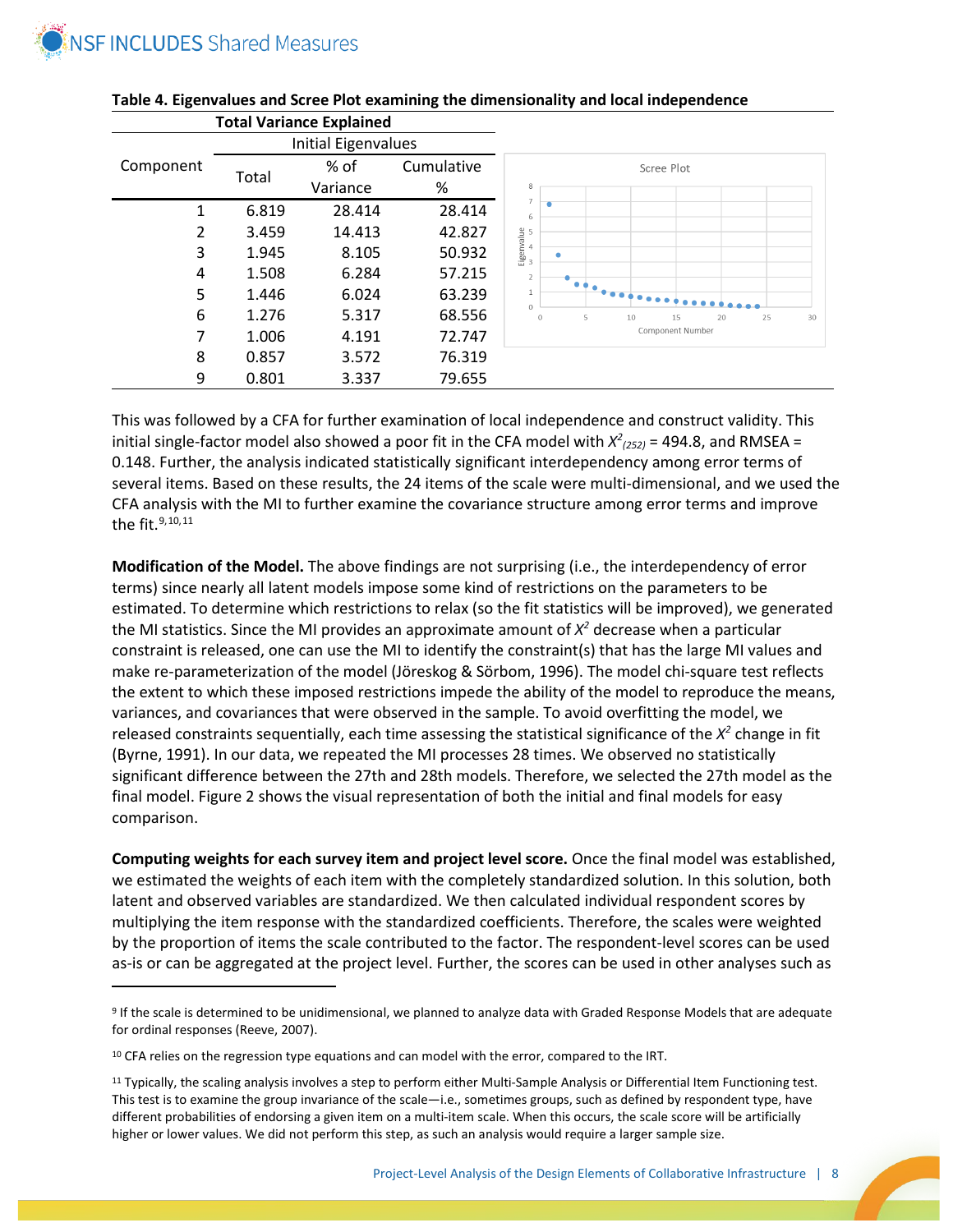**Table 4. Eigenvalues and Scree Plot examining the dimensionality and local independence**

| Component | Total Variance Explained | | |
|---|---|---|---|
| | Initial Eigenvalues | | |
| | Total | % of Variance | Cumulative % |
| 1 | 6.819 | 28.414 | 28.414 |
| 2 | 3.459 | 14.413 | 42.827 |
| 3 | 1.945 | 8.105 | 50.932 |
| 4 | 1.508 | 6.284 | 57.215 |
| 5 | 1.446 | 6.024 | 63.239 |
| 6 | 1.276 | 5.317 | 68.556 |
| 7 | 1.006 | 4.191 | 72.747 |
| 8 | 0.857 | 3.572 | 76.319 |
| 9 | 0.801 | 3.337 | 79.655 |

This was followed by a CFA for further examination of local independence and construct validity. This initial single-factor model also showed a poor fit in the CFA model with $X^2_{(252)} = 494.8$, and RMSEA = 0.148. Further, the analysis indicated statistically significant interdependency among error terms of several items. Based on these results, the 24 items of the scale were multi-dimensional, and we used the CFA analysis with the MI to further examine the covariance structure among error terms and improve the fit.[9,10,11]

**Modification of the Model.** The above findings are not surprising (i.e., the interdependency of error terms) since nearly all latent models impose some kind of restrictions on the parameters to be estimated. To determine which restrictions to relax (so the fit statistics will be improved), we generated the MI statistics. Since the MI provides an approximate amount of $X^2$ decrease when a particular constraint is released, one can use the MI to identify the constraint(s) that has the large MI values and make re-parameterization of the model (Jöreskog & Sörbom, 1996). The model chi-square test reflects the extent to which these imposed restrictions impede the ability of the model to reproduce the means, variances, and covariances that were observed in the sample. To avoid overfitting the model, we released constraints sequentially, each time assessing the statistical significance of the $X^2$ change in fit (Byrne, 1991). In our data, we repeated the MI processes 28 times. We observed no statistically significant difference between the 27th and 28th models. Therefore, we selected the 27th model as the final model. Figure 2 shows the visual representation of both the initial and final models for easy comparison.

**Computing weights for each survey item and project level score.** Once the final model was established, we estimated the weights of each item with the completely standardized solution. In this solution, both latent and observed variables are standardized. We then calculated individual respondent scores by multiplying the item response with the standardized coefficients. Therefore, the scales were weighted by the proportion of items the scale contributed to the factor. The respondent-level scores can be used as-is or can be aggregated at the project level. Further, the scores can be used in other analyses such as

---

[9] If the scale is determined to be unidimensional, we planned to analyze data with Graded Response Models that are adequate for ordinal responses (Reeve, 2007).

[10] CFA relies on the regression type equations and can model with the error, compared to the IRT.

[11] Typically, the scaling analysis involves a step to perform either Multi-Sample Analysis or Differential Item Functioning test. This test is to examine the group invariance of the scale—i.e., sometimes groups, such as defined by respondent type, have different probabilities of endorsing a given item on a multi-item scale. When this occurs, the scale score will be artificially higher or lower values. We did not perform this step, as such an analysis would require a larger sample size.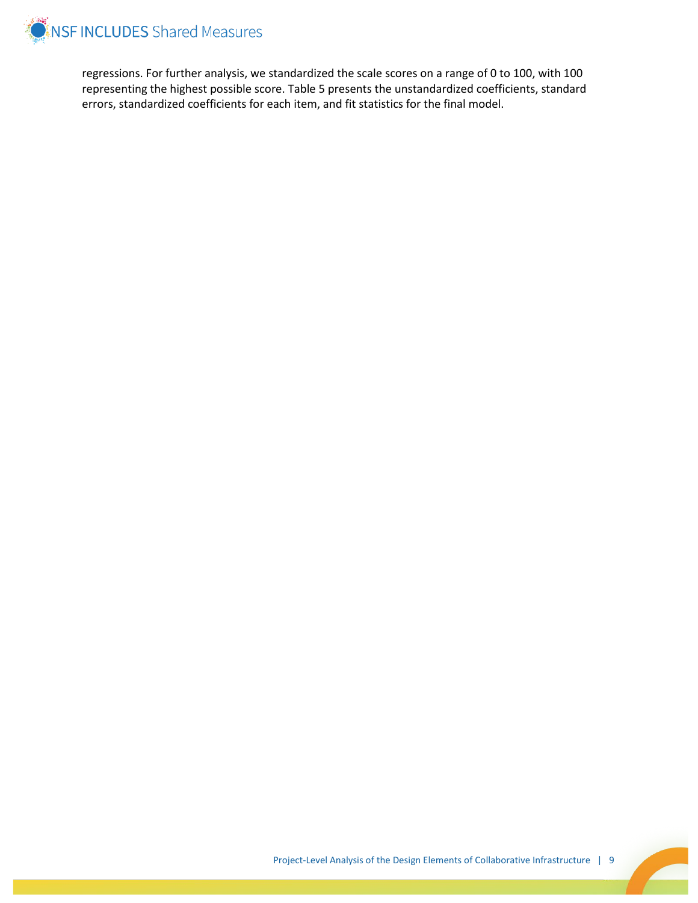regressions. For further analysis, we standardized the scale scores on a range of 0 to 100, with 100 representing the highest possible score. Table 5 presents the unstandardized coefficients, standard errors, standardized coefficients for each item, and fit statistics for the final model.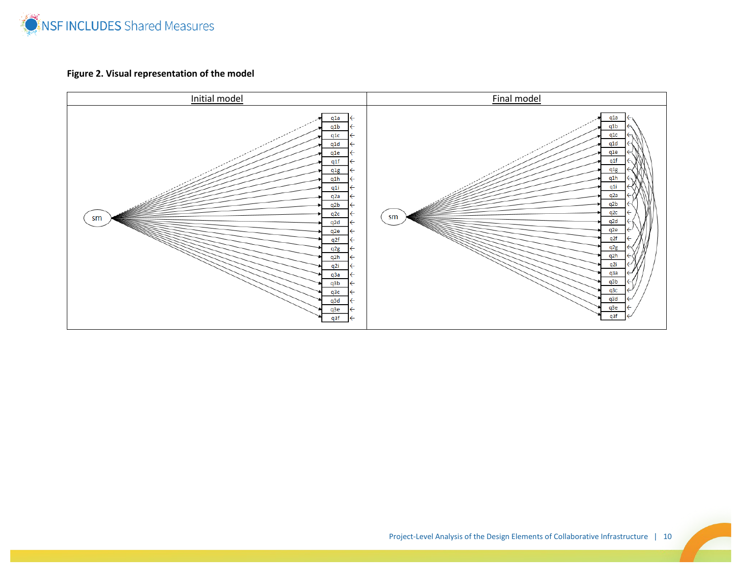**Figure 2. Visual representation of the model**

| Initial model | Final model |
| --- | --- |
| | |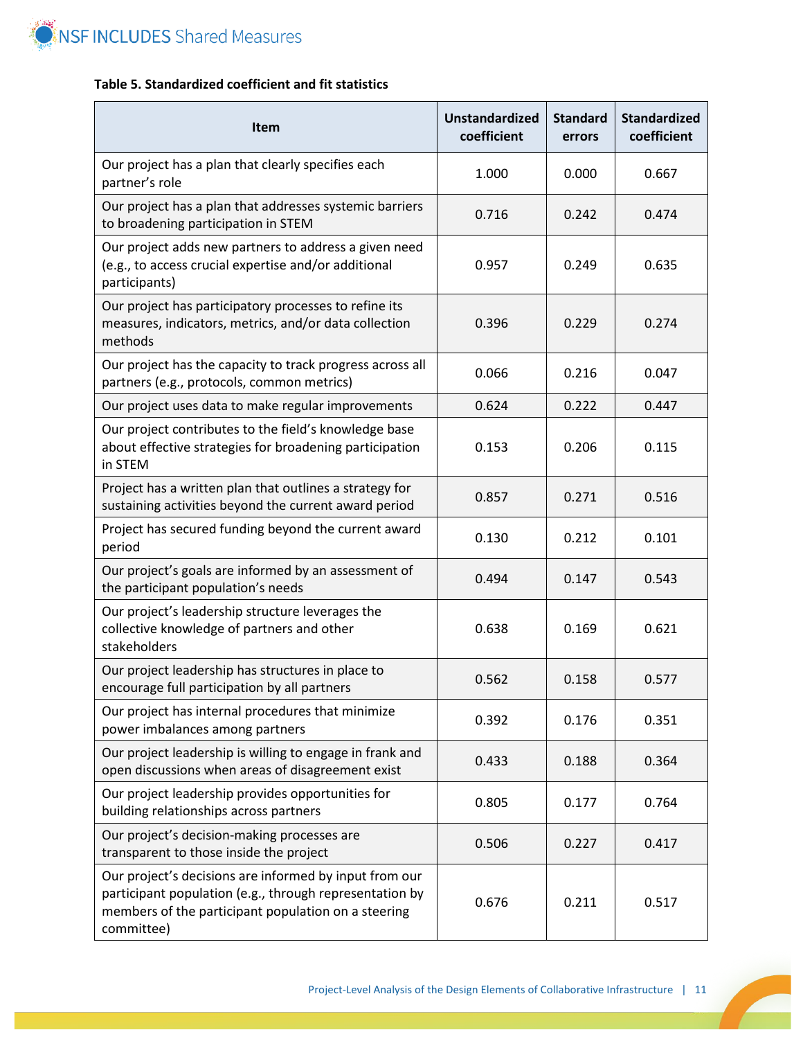**Table 5. Standardized coefficient and fit statistics**

| Item | Unstandardized coefficient | Standard errors | Standardized coefficient |
|---|---|---|---|
| Our project has a plan that clearly specifies each partner's role | 1.000 | 0.000 | 0.667 |
| Our project has a plan that addresses systemic barriers to broadening participation in STEM | 0.716 | 0.242 | 0.474 |
| Our project adds new partners to address a given need (e.g., to access crucial expertise and/or additional participants) | 0.957 | 0.249 | 0.635 |
| Our project has participatory processes to refine its measures, indicators, metrics, and/or data collection methods | 0.396 | 0.229 | 0.274 |
| Our project has the capacity to track progress across all partners (e.g., protocols, common metrics) | 0.066 | 0.216 | 0.047 |
| Our project uses data to make regular improvements | 0.624 | 0.222 | 0.447 |
| Our project contributes to the field's knowledge base about effective strategies for broadening participation in STEM | 0.153 | 0.206 | 0.115 |
| Project has a written plan that outlines a strategy for sustaining activities beyond the current award period | 0.857 | 0.271 | 0.516 |
| Project has secured funding beyond the current award period | 0.130 | 0.212 | 0.101 |
| Our project's goals are informed by an assessment of the participant population's needs | 0.494 | 0.147 | 0.543 |
| Our project's leadership structure leverages the collective knowledge of partners and other stakeholders | 0.638 | 0.169 | 0.621 |
| Our project leadership has structures in place to encourage full participation by all partners | 0.562 | 0.158 | 0.577 |
| Our project has internal procedures that minimize power imbalances among partners | 0.392 | 0.176 | 0.351 |
| Our project leadership is willing to engage in frank and open discussions when areas of disagreement exist | 0.433 | 0.188 | 0.364 |
| Our project leadership provides opportunities for building relationships across partners | 0.805 | 0.177 | 0.764 |
| Our project's decision-making processes are transparent to those inside the project | 0.506 | 0.227 | 0.417 |
| Our project's decisions are informed by input from our participant population (e.g., through representation by members of the participant population on a steering committee) | 0.676 | 0.211 | 0.517 |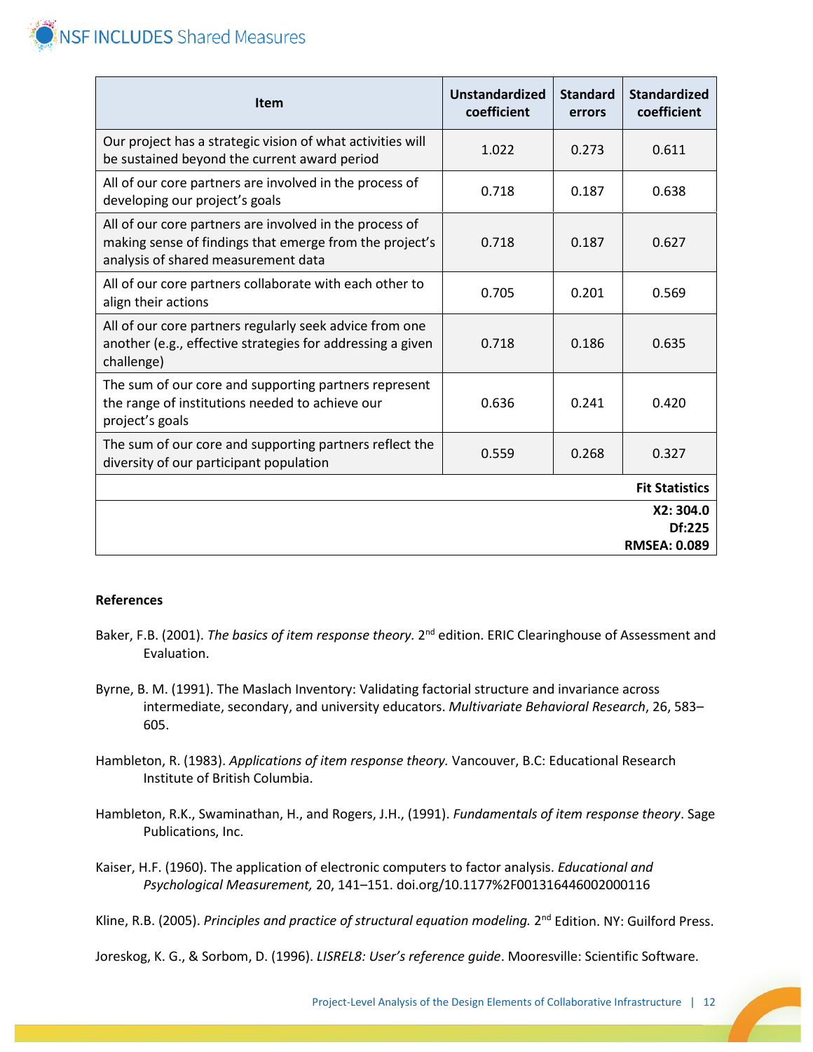| Item | Unstandardized coefficient | Standard errors | Standardized coefficient |
|---|---|---|---|
| Our project has a strategic vision of what activities will be sustained beyond the current award period | 1.022 | 0.273 | 0.611 |
| All of our core partners are involved in the process of developing our project's goals | 0.718 | 0.187 | 0.638 |
| All of our core partners are involved in the process of making sense of findings that emerge from the project's analysis of shared measurement data | 0.718 | 0.187 | 0.627 |
| All of our core partners collaborate with each other to align their actions | 0.705 | 0.201 | 0.569 |
| All of our core partners regularly seek advice from one another (e.g., effective strategies for addressing a given challenge) | 0.718 | 0.186 | 0.635 |
| The sum of our core and supporting partners represent the range of institutions needed to achieve our project's goals | 0.636 | 0.241 | 0.420 |
| The sum of our core and supporting partners reflect the diversity of our participant population | 0.559 | 0.268 | 0.327 |
| | | | **Fit Statistics** |
| | | | **X2: 304.0** **Df:225** **RMSEA: 0.089** |

**References**

Baker, F.B. (2001). *The basics of item response theory.* 2nd edition. ERIC Clearinghouse of Assessment and Evaluation.

Byrne, B. M. (1991). The Maslach Inventory: Validating factorial structure and invariance across intermediate, secondary, and university educators. *Multivariate Behavioral Research*, 26, 583–605.

Hambleton, R. (1983). *Applications of item response theory.* Vancouver, B.C: Educational Research Institute of British Columbia.

Hambleton, R.K., Swaminathan, H., and Rogers, J.H., (1991). *Fundamentals of item response theory*. Sage Publications, Inc.

Kaiser, H.F. (1960). The application of electronic computers to factor analysis. *Educational and Psychological Measurement,* 20, 141–151. doi.org/10.1177%2F001316446002000116

Kline, R.B. (2005). *Principles and practice of structural equation modeling.* 2nd Edition. NY: Guilford Press.

Joreskog, K. G., & Sorbom, D. (1996). *LISREL8: User's reference guide*. Mooresville: Scientific Software.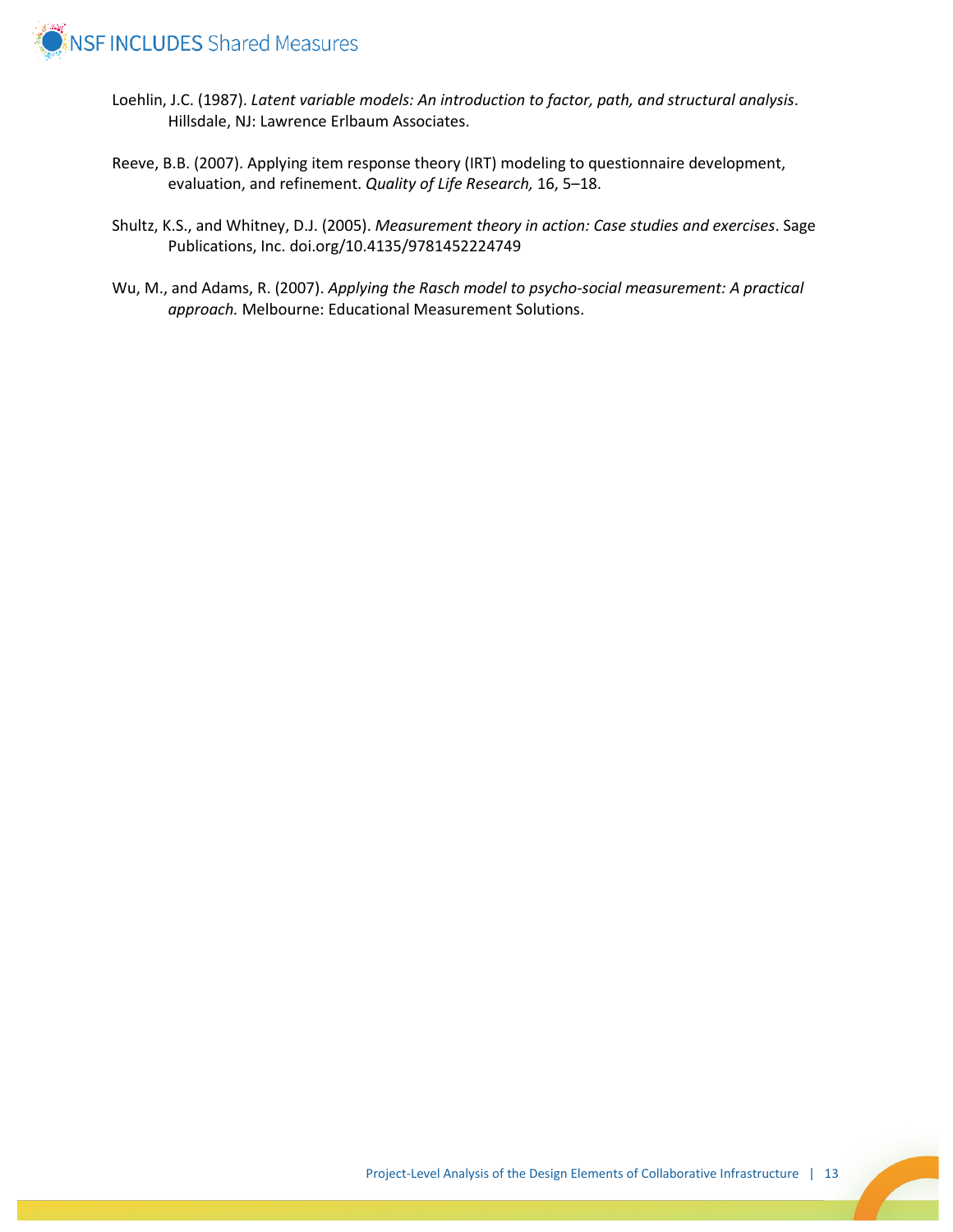Loehlin, J.C. (1987). *Latent variable models: An introduction to factor, path, and structural analysis*. Hillsdale, NJ: Lawrence Erlbaum Associates.

Reeve, B.B. (2007). Applying item response theory (IRT) modeling to questionnaire development, evaluation, and refinement. *Quality of Life Research,* 16, 5–18.

Shultz, K.S., and Whitney, D.J. (2005). *Measurement theory in action: Case studies and exercises*. Sage Publications, Inc. doi.org/10.4135/9781452224749

Wu, M., and Adams, R. (2007). *Applying the Rasch model to psycho-social measurement: A practical approach.* Melbourne: Educational Measurement Solutions.